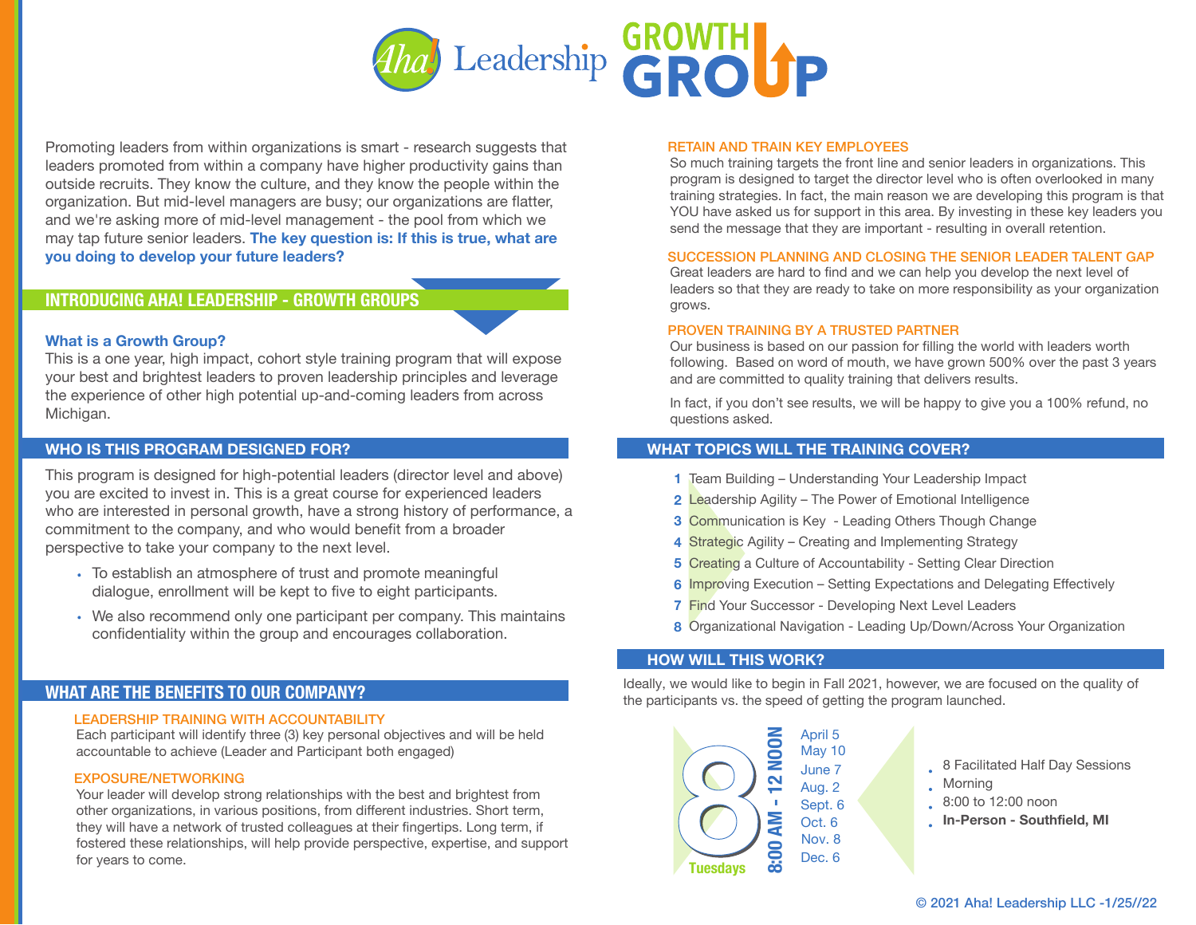# Aha! Leadership GROWTH GROUP

Promoting leaders from within organizations is smart - research suggests that leaders promoted from within a company have higher productivity gains than outside recruits. They know the culture, and they know the people within the organization. But mid-level managers are busy; our organizations are flatter, and we're asking more of mid-level management - the pool from which we may tap future senior leaders. **The key question is: If this is true, what are you doing to develop your future leaders?**

## INTRODUCING AHA! LEADERSHIP - GROWTH GROUPS

**What is a Growth Group?**

This is a one year, high impact, cohort style training program that will expose your best and brightest leaders to proven leadership principles and leverage the experience of other high potential up-and-coming leaders from across Michigan.

## WHO IS THIS PROGRAM DESIGNED FOR?

This program is designed for high-potential leaders (director level and above) you are excited to invest in. This is a great course for experienced leaders who are interested in personal growth, have a strong history of performance, a commitment to the company, and who would benefit from a broader perspective to take your company to the next level.

- To establish an atmosphere of trust and promote meaningful dialogue, enrollment will be kept to five to eight participants.
- We also recommend only one participant per company. This maintains confidentiality within the group and encourages collaboration.

## WHAT ARE THE BENEFITS TO OUR COMPANY?

### LEADERSHIP TRAINING WITH ACCOUNTABILITY

Each participant will identify three (3) key personal objectives and will be held accountable to achieve (Leader and Participant both engaged)

### EXPOSURE/NETWORKING

Your leader will develop strong relationships with the best and brightest from other organizations, in various positions, from different industries. Short term, they will have a network of trusted colleagues at their fingertips. Long term, if fostered these relationships, will help provide perspective, expertise, and support for years to come.

### RETAIN AND TRAIN KEY EMPLOYEES

So much training targets the front line and senior leaders in organizations. This program is designed to target the director level who is often overlooked in many training strategies. In fact, the main reason we are developing this program is that YOU have asked us for support in this area. By investing in these key leaders you send the message that they are important - resulting in overall retention.

### SUCCESSION PLANNING AND CLOSING THE SENIOR LEADER TALENT GAP

Great leaders are hard to find and we can help you develop the next level of leaders so that they are ready to take on more responsibility as your organization grows.

### PROVEN TRAINING BY A TRUSTED PARTNER

Our business is based on our passion for filling the world with leaders worth following. Based on word of mouth, we have grown 500% over the past 3 years and are committed to quality training that delivers results.

In fact, if you don't see results, we will be happy to give you a 100% refund, no questions asked.

## WHAT TOPICS WILL THE TRAINING COVER?

1. Team Building – Understanding Your Leadership Impact
2. Leadership Agility – The Power of Emotional Intelligence
3. Communication is Key - Leading Others Though Change
4. Strategic Agility – Creating and Implementing Strategy
5. Creating a Culture of Accountability - Setting Clear Direction
6. Improving Execution – Setting Expectations and Delegating Effectively
7. Find Your Successor - Developing Next Level Leaders
8. Organizational Navigation - Leading Up/Down/Across Your Organization

## HOW WILL THIS WORK?

Ideally, we would like to begin in Fall 2021, however, we are focused on the quality of the participants vs. the speed of getting the program launched.

**8 Tuesdays** — **8:00 AM - 12 NOON**

April 5
May 10
June 7
Aug. 2
Sept. 6
Oct. 6
Nov. 8
Dec. 6

- 8 Facilitated Half Day Sessions
- Morning
- 8:00 to 12:00 noon
- **In-Person - Southfield, MI**

© 2021 Aha! Leadership LLC -1/25//22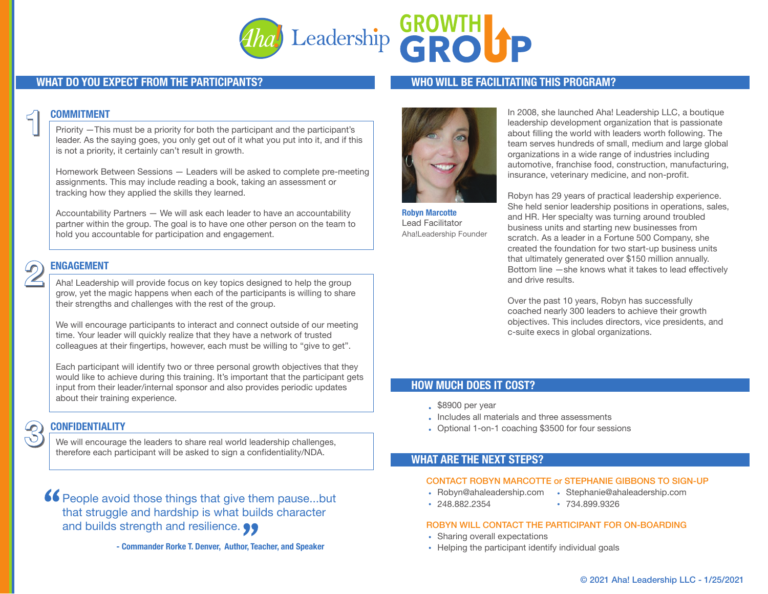# Aha! Leadership GROWTH GROUP

## WHAT DO YOU EXPECT FROM THE PARTICIPANTS?

### 1 COMMITMENT

Priority —This must be a priority for both the participant and the participant's leader. As the saying goes, you only get out of it what you put into it, and if this is not a priority, it certainly can't result in growth.

Homework Between Sessions — Leaders will be asked to complete pre-meeting assignments. This may include reading a book, taking an assessment or tracking how they applied the skills they learned.

Accountability Partners — We will ask each leader to have an accountability partner within the group. The goal is to have one other person on the team to hold you accountable for participation and engagement.

### 2 ENGAGEMENT

Aha! Leadership will provide focus on key topics designed to help the group grow, yet the magic happens when each of the participants is willing to share their strengths and challenges with the rest of the group.

We will encourage participants to interact and connect outside of our meeting time. Your leader will quickly realize that they have a network of trusted colleagues at their fingertips, however, each must be willing to "give to get".

Each participant will identify two or three personal growth objectives that they would like to achieve during this training. It's important that the participant gets input from their leader/internal sponsor and also provides periodic updates about their training experience.

### 3 CONFIDENTIALITY

We will encourage the leaders to share real world leadership challenges, therefore each participant will be asked to sign a confidentiality/NDA.

> "People avoid those things that give them pause...but that struggle and hardship is what builds character and builds strength and resilience."
>
> **- Commander Rorke T. Denver, Author, Teacher, and Speaker**

## WHO WILL BE FACILITATING THIS PROGRAM?

**Robyn Marcotte**
Lead Facilitator
Aha!Leadership Founder

In 2008, she launched Aha! Leadership LLC, a boutique leadership development organization that is passionate about filling the world with leaders worth following. The team serves hundreds of small, medium and large global organizations in a wide range of industries including automotive, franchise food, construction, manufacturing, insurance, veterinary medicine, and non-profit.

Robyn has 29 years of practical leadership experience. She held senior leadership positions in operations, sales, and HR. Her specialty was turning around troubled business units and starting new businesses from scratch. As a leader in a Fortune 500 Company, she created the foundation for two start-up business units that ultimately generated over $150 million annually. Bottom line —she knows what it takes to lead effectively and drive results.

Over the past 10 years, Robyn has successfully coached nearly 300 leaders to achieve their growth objectives. This includes directors, vice presidents, and c-suite execs in global organizations.

## HOW MUCH DOES IT COST?

- $8900 per year
- Includes all materials and three assessments
- Optional 1-on-1 coaching $3500 for four sessions

## WHAT ARE THE NEXT STEPS?

**CONTACT ROBYN MARCOTTE or STEPHANIE GIBBONS TO SIGN-UP**

- Robyn@ahaleadership.com
- 248.882.2354
- Stephanie@ahaleadership.com
- 734.899.9326

**ROBYN WILL CONTACT THE PARTICIPANT FOR ON-BOARDING**

- Sharing overall expectations
- Helping the participant identify individual goals

© 2021 Aha! Leadership LLC - 1/25/2021